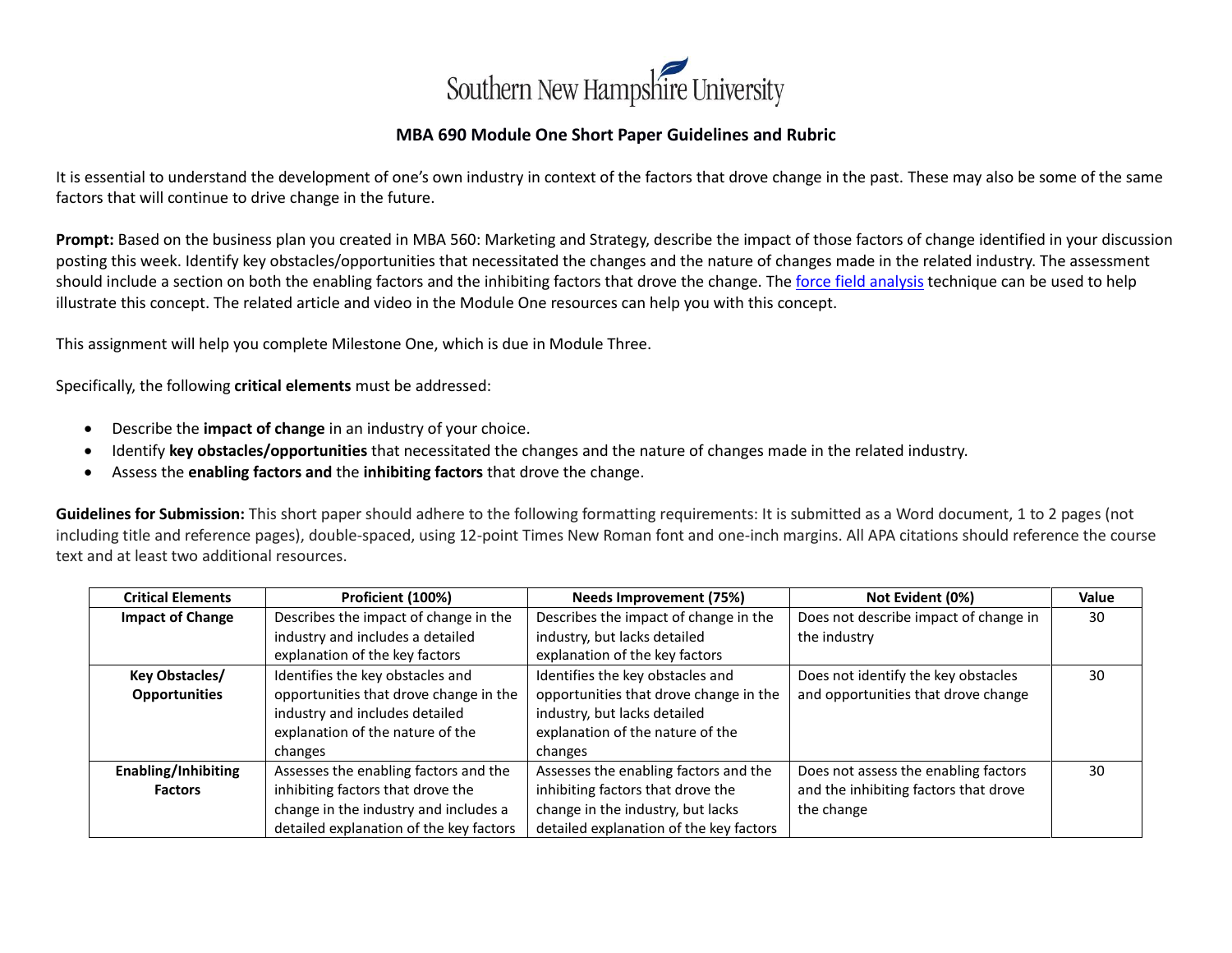Southern New Hampshire University

# MBA 690 Module One Short Paper Guidelines and Rubric

It is essential to understand the development of one's own industry in context of the factors that drove change in the past. These may also be some of the same factors that will continue to drive change in the future.

**Prompt:** Based on the business plan you created in MBA 560: Marketing and Strategy, describe the impact of those factors of change identified in your discussion posting this week. Identify key obstacles/opportunities that necessitated the changes and the nature of changes made in the related industry. The assessment should include a section on both the enabling factors and the inhibiting factors that drove the change. The force field analysis technique can be used to help illustrate this concept. The related article and video in the Module One resources can help you with this concept.

This assignment will help you complete Milestone One, which is due in Module Three.

Specifically, the following **critical elements** must be addressed:

- Describe the **impact of change** in an industry of your choice.
- Identify **key obstacles/opportunities** that necessitated the changes and the nature of changes made in the related industry.
- Assess the **enabling factors and** the **inhibiting factors** that drove the change.

**Guidelines for Submission:** This short paper should adhere to the following formatting requirements: It is submitted as a Word document, 1 to 2 pages (not including title and reference pages), double-spaced, using 12-point Times New Roman font and one-inch margins. All APA citations should reference the course text and at least two additional resources.

| Critical Elements | Proficient (100%) | Needs Improvement (75%) | Not Evident (0%) | Value |
|---|---|---|---|---|
| **Impact of Change** | Describes the impact of change in the industry and includes a detailed explanation of the key factors | Describes the impact of change in the industry, but lacks detailed explanation of the key factors | Does not describe impact of change in the industry | 30 |
| **Key Obstacles/ Opportunities** | Identifies the key obstacles and opportunities that drove change in the industry and includes detailed explanation of the nature of the changes | Identifies the key obstacles and opportunities that drove change in the industry, but lacks detailed explanation of the nature of the changes | Does not identify the key obstacles and opportunities that drove change | 30 |
| **Enabling/Inhibiting Factors** | Assesses the enabling factors and the inhibiting factors that drove the change in the industry and includes a detailed explanation of the key factors | Assesses the enabling factors and the inhibiting factors that drove the change in the industry, but lacks detailed explanation of the key factors | Does not assess the enabling factors and the inhibiting factors that drove the change | 30 |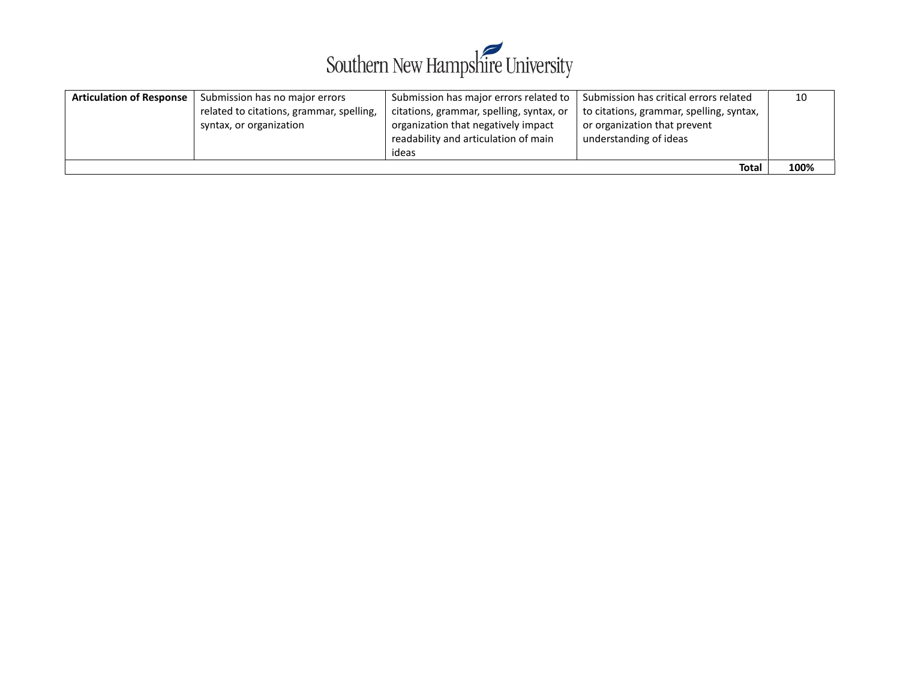| | | | | |
|---|---|---|---|---|
| **Articulation of Response** | Submission has no major errors related to citations, grammar, spelling, syntax, or organization | Submission has major errors related to citations, grammar, spelling, syntax, or organization that negatively impact readability and articulation of main ideas | Submission has critical errors related to citations, grammar, spelling, syntax, or organization that prevent understanding of ideas | 10 |
| | | | **Total** | **100%** |